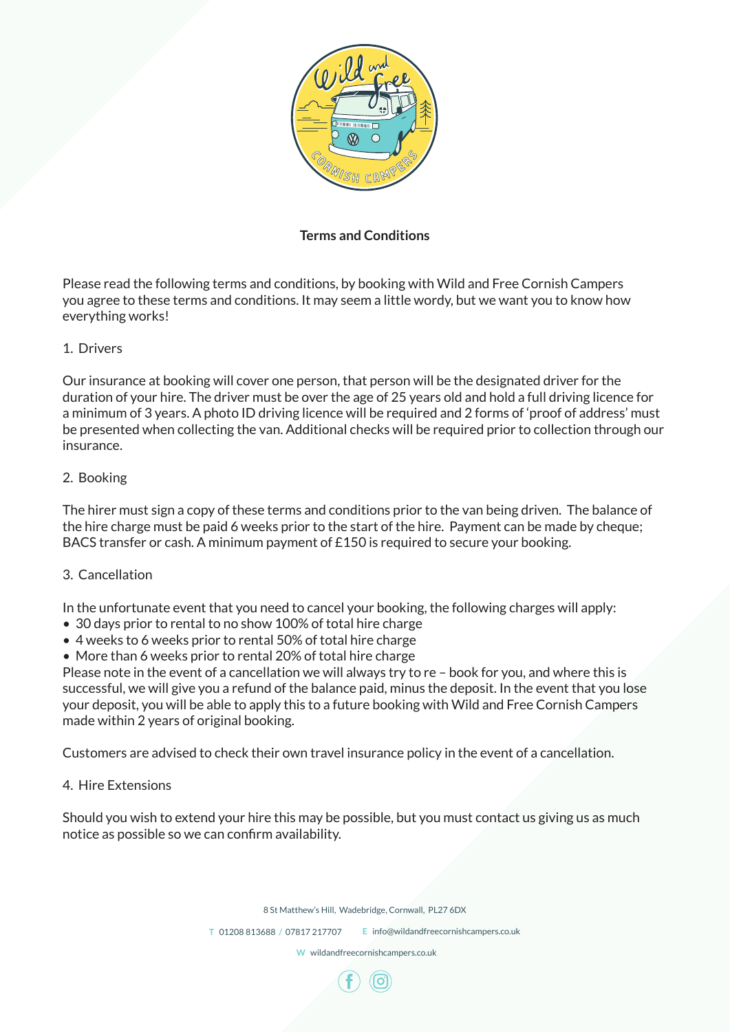## Terms and Conditions

Please read the following terms and conditions, by booking with Wild and Free Cornish Campers you agree to these terms and conditions. It may seem a little wordy, but we want you to know how everything works!

1. Drivers

Our insurance at booking will cover one person, that person will be the designated driver for the duration of your hire. The driver must be over the age of 25 years old and hold a full driving licence for a minimum of 3 years. A photo ID driving licence will be required and 2 forms of 'proof of address' must be presented when collecting the van. Additional checks will be required prior to collection through our insurance.

2. Booking

The hirer must sign a copy of these terms and conditions prior to the van being driven. The balance of the hire charge must be paid 6 weeks prior to the start of the hire. Payment can be made by cheque; BACS transfer or cash. A minimum payment of £150 is required to secure your booking.

3. Cancellation

In the unfortunate event that you need to cancel your booking, the following charges will apply:

- 30 days prior to rental to no show 100% of total hire charge
- 4 weeks to 6 weeks prior to rental 50% of total hire charge
- More than 6 weeks prior to rental 20% of total hire charge

Please note in the event of a cancellation we will always try to re – book for you, and where this is successful, we will give you a refund of the balance paid, minus the deposit. In the event that you lose your deposit, you will be able to apply this to a future booking with Wild and Free Cornish Campers made within 2 years of original booking.

Customers are advised to check their own travel insurance policy in the event of a cancellation.

4. Hire Extensions

Should you wish to extend your hire this may be possible, but you must contact us giving us as much notice as possible so we can confirm availability.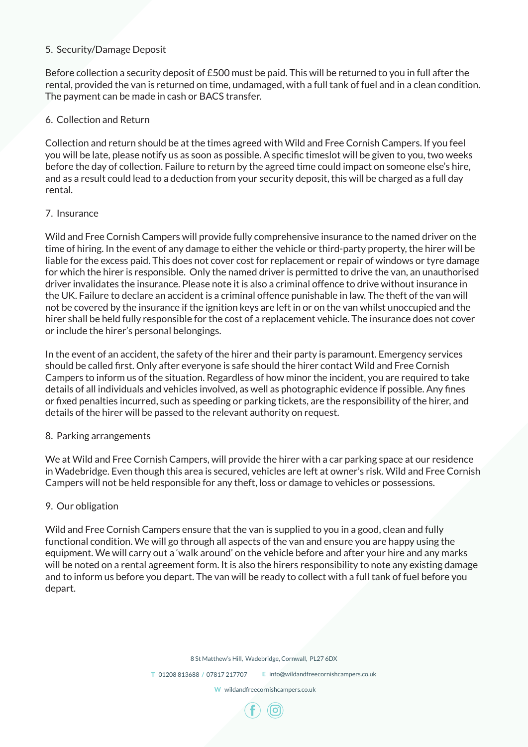## 5. Security/Damage Deposit

Before collection a security deposit of £500 must be paid. This will be returned to you in full after the rental, provided the van is returned on time, undamaged, with a full tank of fuel and in a clean condition. The payment can be made in cash or BACS transfer.

## 6. Collection and Return

Collection and return should be at the times agreed with Wild and Free Cornish Campers. If you feel you will be late, please notify us as soon as possible. A specific timeslot will be given to you, two weeks before the day of collection. Failure to return by the agreed time could impact on someone else's hire, and as a result could lead to a deduction from your security deposit, this will be charged as a full day rental.

## 7. Insurance

Wild and Free Cornish Campers will provide fully comprehensive insurance to the named driver on the time of hiring. In the event of any damage to either the vehicle or third-party property, the hirer will be liable for the excess paid. This does not cover cost for replacement or repair of windows or tyre damage for which the hirer is responsible. Only the named driver is permitted to drive the van, an unauthorised driver invalidates the insurance. Please note it is also a criminal offence to drive without insurance in the UK. Failure to declare an accident is a criminal offence punishable in law. The theft of the van will not be covered by the insurance if the ignition keys are left in or on the van whilst unoccupied and the hirer shall be held fully responsible for the cost of a replacement vehicle. The insurance does not cover or include the hirer's personal belongings.

In the event of an accident, the safety of the hirer and their party is paramount. Emergency services should be called first. Only after everyone is safe should the hirer contact Wild and Free Cornish Campers to inform us of the situation. Regardless of how minor the incident, you are required to take details of all individuals and vehicles involved, as well as photographic evidence if possible. Any fines or fixed penalties incurred, such as speeding or parking tickets, are the responsibility of the hirer, and details of the hirer will be passed to the relevant authority on request.

## 8. Parking arrangements

We at Wild and Free Cornish Campers, will provide the hirer with a car parking space at our residence in Wadebridge. Even though this area is secured, vehicles are left at owner's risk. Wild and Free Cornish Campers will not be held responsible for any theft, loss or damage to vehicles or possessions.

## 9. Our obligation

Wild and Free Cornish Campers ensure that the van is supplied to you in a good, clean and fully functional condition. We will go through all aspects of the van and ensure you are happy using the equipment. We will carry out a 'walk around' on the vehicle before and after your hire and any marks will be noted on a rental agreement form. It is also the hirers responsibility to note any existing damage and to inform us before you depart. The van will be ready to collect with a full tank of fuel before you depart.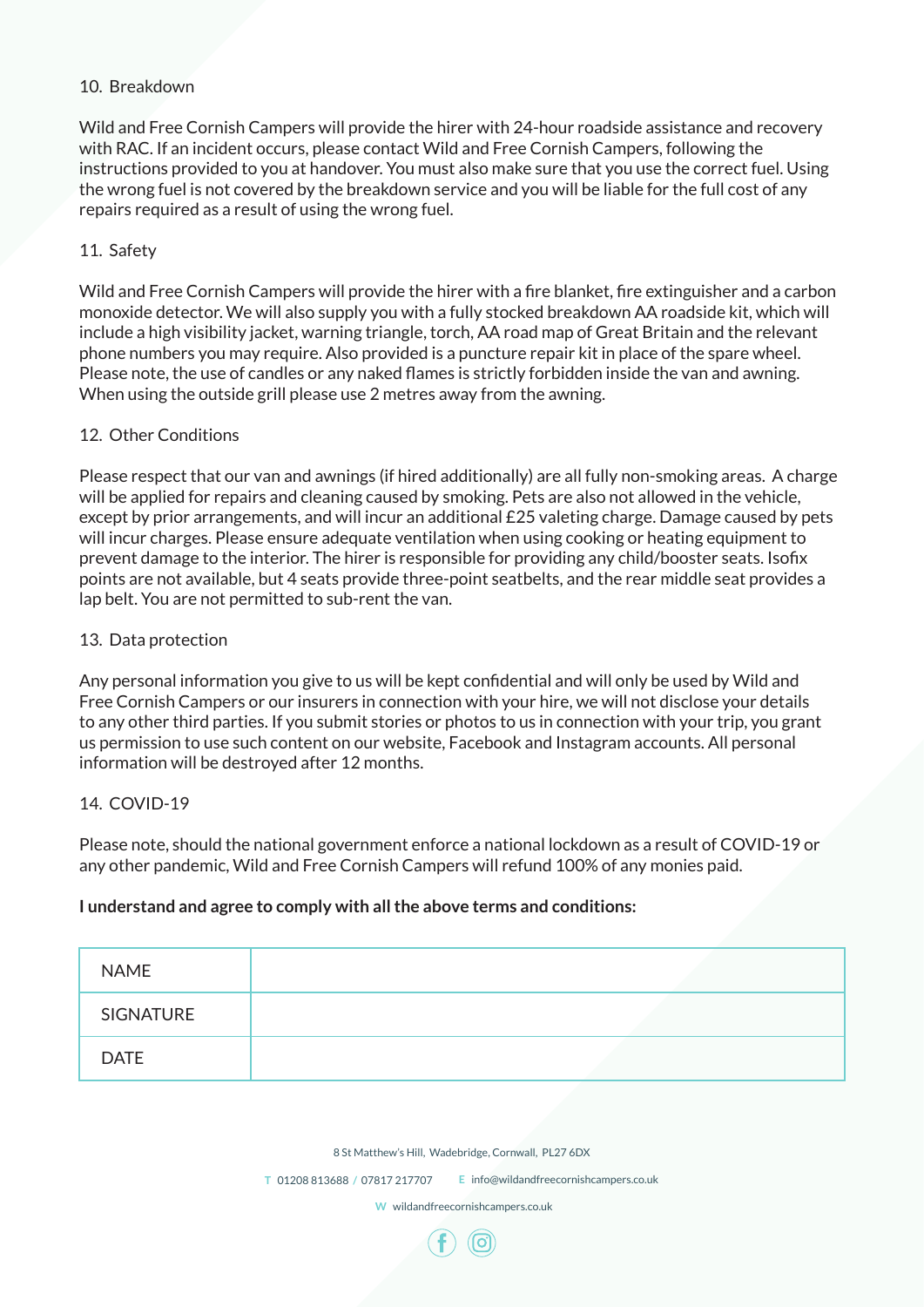## 10. Breakdown

Wild and Free Cornish Campers will provide the hirer with 24-hour roadside assistance and recovery with RAC. If an incident occurs, please contact Wild and Free Cornish Campers, following the instructions provided to you at handover. You must also make sure that you use the correct fuel. Using the wrong fuel is not covered by the breakdown service and you will be liable for the full cost of any repairs required as a result of using the wrong fuel.

## 11. Safety

Wild and Free Cornish Campers will provide the hirer with a fire blanket, fire extinguisher and a carbon monoxide detector. We will also supply you with a fully stocked breakdown AA roadside kit, which will include a high visibility jacket, warning triangle, torch, AA road map of Great Britain and the relevant phone numbers you may require. Also provided is a puncture repair kit in place of the spare wheel. Please note, the use of candles or any naked flames is strictly forbidden inside the van and awning. When using the outside grill please use 2 metres away from the awning.

## 12. Other Conditions

Please respect that our van and awnings (if hired additionally) are all fully non-smoking areas. A charge will be applied for repairs and cleaning caused by smoking. Pets are also not allowed in the vehicle, except by prior arrangements, and will incur an additional £25 valeting charge. Damage caused by pets will incur charges. Please ensure adequate ventilation when using cooking or heating equipment to prevent damage to the interior. The hirer is responsible for providing any child/booster seats. Isofix points are not available, but 4 seats provide three-point seatbelts, and the rear middle seat provides a lap belt. You are not permitted to sub-rent the van.

## 13. Data protection

Any personal information you give to us will be kept confidential and will only be used by Wild and Free Cornish Campers or our insurers in connection with your hire, we will not disclose your details to any other third parties. If you submit stories or photos to us in connection with your trip, you grant us permission to use such content on our website, Facebook and Instagram accounts. All personal information will be destroyed after 12 months.

## 14. COVID-19

Please note, should the national government enforce a national lockdown as a result of COVID-19 or any other pandemic, Wild and Free Cornish Campers will refund 100% of any monies paid.

**I understand and agree to comply with all the above terms and conditions:**

| | |
|---|---|
| NAME | |
| SIGNATURE | |
| DATE | |

8 St Matthew's Hill, Wadebridge, Cornwall, PL27 6DX

T 01208 813688 / 07817 217707 E info@wildandfreecornishcampers.co.uk

W wildandfreecornishcampers.co.uk